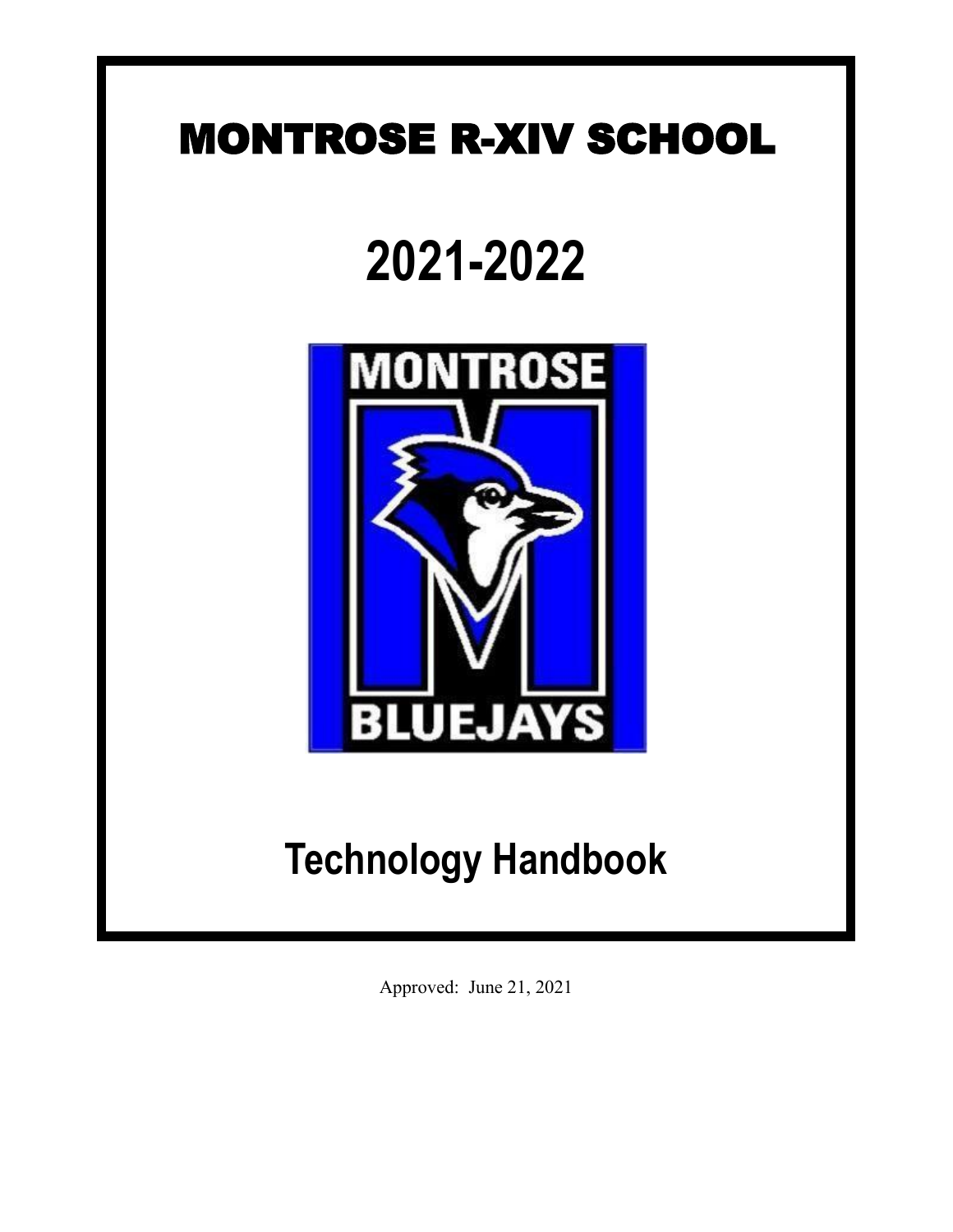# MONTROSE R-XIV SCHOOL

# 2021-2022

MONTROSE

BLUEJAYS

# Technology Handbook

Approved: June 21, 2021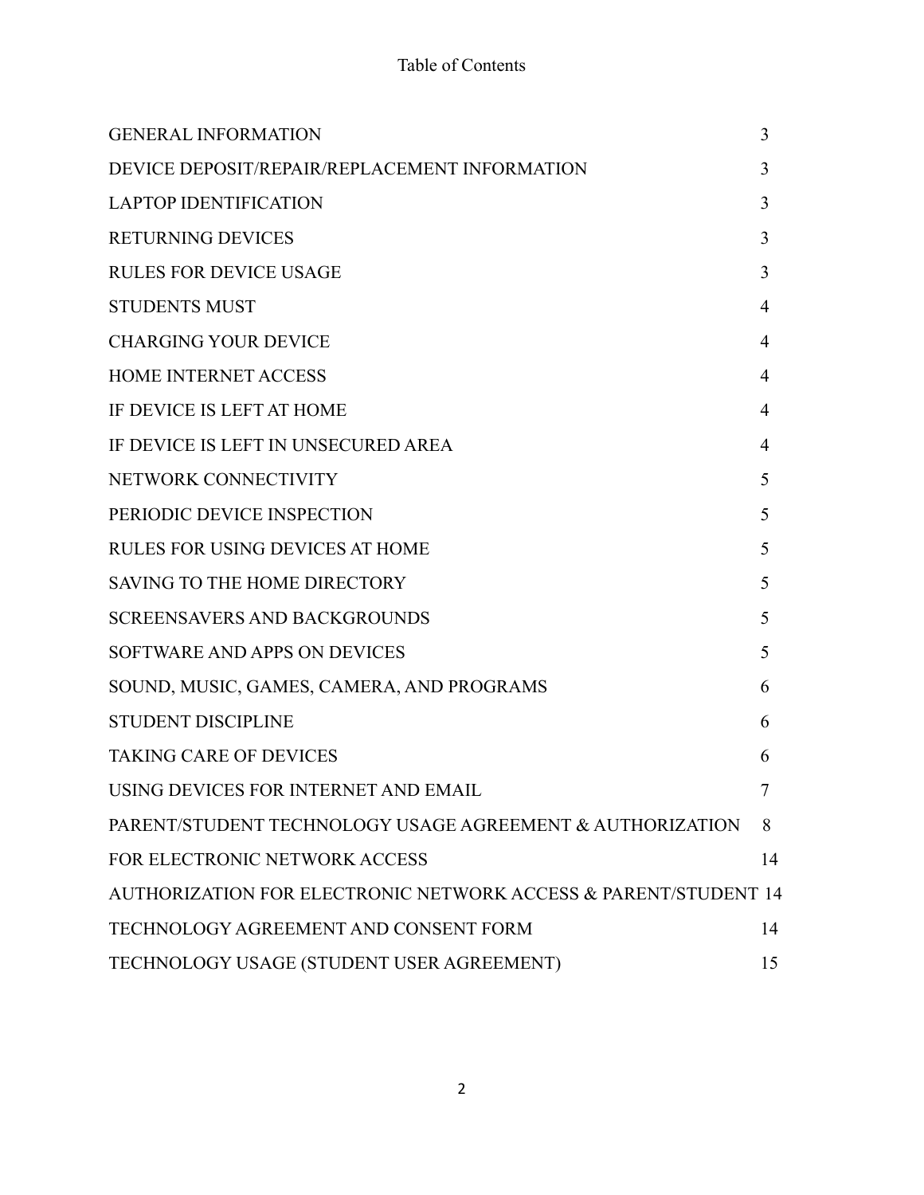# Table of Contents

| | |
|---|---|
| GENERAL INFORMATION | 3 |
| DEVICE DEPOSIT/REPAIR/REPLACEMENT INFORMATION | 3 |
| LAPTOP IDENTIFICATION | 3 |
| RETURNING DEVICES | 3 |
| RULES FOR DEVICE USAGE | 3 |
| STUDENTS MUST | 4 |
| CHARGING YOUR DEVICE | 4 |
| HOME INTERNET ACCESS | 4 |
| IF DEVICE IS LEFT AT HOME | 4 |
| IF DEVICE IS LEFT IN UNSECURED AREA | 4 |
| NETWORK CONNECTIVITY | 5 |
| PERIODIC DEVICE INSPECTION | 5 |
| RULES FOR USING DEVICES AT HOME | 5 |
| SAVING TO THE HOME DIRECTORY | 5 |
| SCREENSAVERS AND BACKGROUNDS | 5 |
| SOFTWARE AND APPS ON DEVICES | 5 |
| SOUND, MUSIC, GAMES, CAMERA, AND PROGRAMS | 6 |
| STUDENT DISCIPLINE | 6 |
| TAKING CARE OF DEVICES | 6 |
| USING DEVICES FOR INTERNET AND EMAIL | 7 |
| PARENT/STUDENT TECHNOLOGY USAGE AGREEMENT & AUTHORIZATION | 8 |
| FOR ELECTRONIC NETWORK ACCESS | 14 |
| AUTHORIZATION FOR ELECTRONIC NETWORK ACCESS & PARENT/STUDENT | 14 |
| TECHNOLOGY AGREEMENT AND CONSENT FORM | 14 |
| TECHNOLOGY USAGE (STUDENT USER AGREEMENT) | 15 |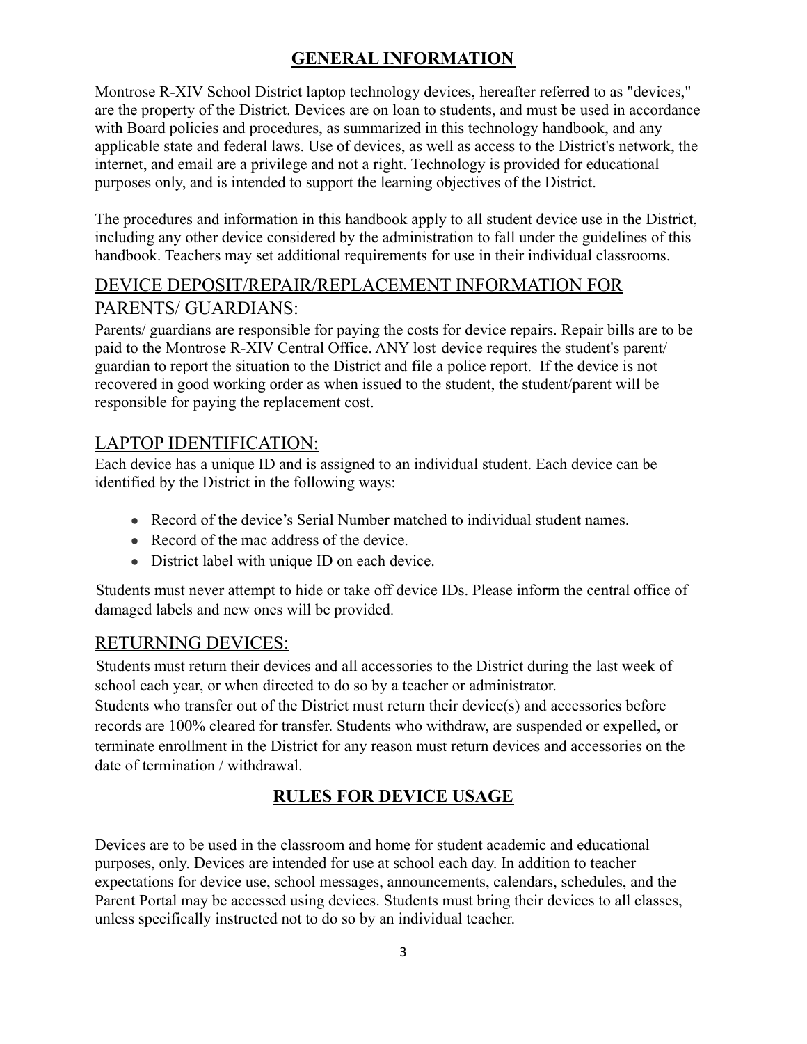## GENERAL INFORMATION

Montrose R-XIV School District laptop technology devices, hereafter referred to as "devices," are the property of the District. Devices are on loan to students, and must be used in accordance with Board policies and procedures, as summarized in this technology handbook, and any applicable state and federal laws. Use of devices, as well as access to the District's network, the internet, and email are a privilege and not a right. Technology is provided for educational purposes only, and is intended to support the learning objectives of the District.

The procedures and information in this handbook apply to all student device use in the District, including any other device considered by the administration to fall under the guidelines of this handbook. Teachers may set additional requirements for use in their individual classrooms.

### DEVICE DEPOSIT/REPAIR/REPLACEMENT INFORMATION FOR PARENTS/ GUARDIANS:

Parents/ guardians are responsible for paying the costs for device repairs. Repair bills are to be paid to the Montrose R-XIV Central Office. ANY lost device requires the student's parent/ guardian to report the situation to the District and file a police report. If the device is not recovered in good working order as when issued to the student, the student/parent will be responsible for paying the replacement cost.

### LAPTOP IDENTIFICATION:

Each device has a unique ID and is assigned to an individual student. Each device can be identified by the District in the following ways:

- Record of the device's Serial Number matched to individual student names.
- Record of the mac address of the device.
- District label with unique ID on each device.

Students must never attempt to hide or take off device IDs. Please inform the central office of damaged labels and new ones will be provided.

### RETURNING DEVICES:

Students must return their devices and all accessories to the District during the last week of school each year, or when directed to do so by a teacher or administrator.
Students who transfer out of the District must return their device(s) and accessories before records are 100% cleared for transfer. Students who withdraw, are suspended or expelled, or terminate enrollment in the District for any reason must return devices and accessories on the date of termination / withdrawal.

## RULES FOR DEVICE USAGE

Devices are to be used in the classroom and home for student academic and educational purposes, only. Devices are intended for use at school each day. In addition to teacher expectations for device use, school messages, announcements, calendars, schedules, and the Parent Portal may be accessed using devices. Students must bring their devices to all classes, unless specifically instructed not to do so by an individual teacher.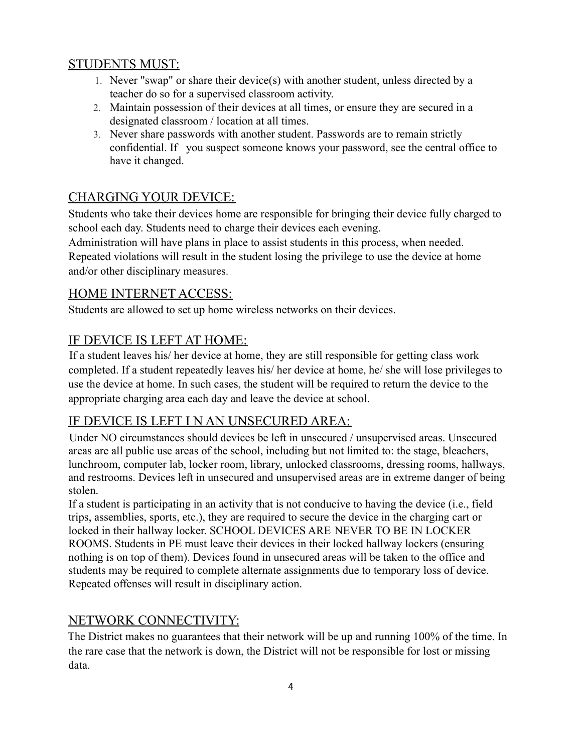## STUDENTS MUST:

1. Never "swap" or share their device(s) with another student, unless directed by a teacher do so for a supervised classroom activity.
2. Maintain possession of their devices at all times, or ensure they are secured in a designated classroom / location at all times.
3. Never share passwords with another student. Passwords are to remain strictly confidential. If you suspect someone knows your password, see the central office to have it changed.

## CHARGING YOUR DEVICE:

Students who take their devices home are responsible for bringing their device fully charged to school each day. Students need to charge their devices each evening.
Administration will have plans in place to assist students in this process, when needed. Repeated violations will result in the student losing the privilege to use the device at home and/or other disciplinary measures.

## HOME INTERNET ACCESS:

Students are allowed to set up home wireless networks on their devices.

## IF DEVICE IS LEFT AT HOME:

If a student leaves his/ her device at home, they are still responsible for getting class work completed. If a student repeatedly leaves his/ her device at home, he/ she will lose privileges to use the device at home. In such cases, the student will be required to return the device to the appropriate charging area each day and leave the device at school.

## IF DEVICE IS LEFT I N AN UNSECURED AREA:

Under NO circumstances should devices be left in unsecured / unsupervised areas. Unsecured areas are all public use areas of the school, including but not limited to: the stage, bleachers, lunchroom, computer lab, locker room, library, unlocked classrooms, dressing rooms, hallways, and restrooms. Devices left in unsecured and unsupervised areas are in extreme danger of being stolen.
If a student is participating in an activity that is not conducive to having the device (i.e., field trips, assemblies, sports, etc.), they are required to secure the device in the charging cart or locked in their hallway locker. SCHOOL DEVICES ARE NEVER TO BE IN LOCKER ROOMS. Students in PE must leave their devices in their locked hallway lockers (ensuring nothing is on top of them). Devices found in unsecured areas will be taken to the office and students may be required to complete alternate assignments due to temporary loss of device. Repeated offenses will result in disciplinary action.

## NETWORK CONNECTIVITY:

The District makes no guarantees that their network will be up and running 100% of the time. In the rare case that the network is down, the District will not be responsible for lost or missing data.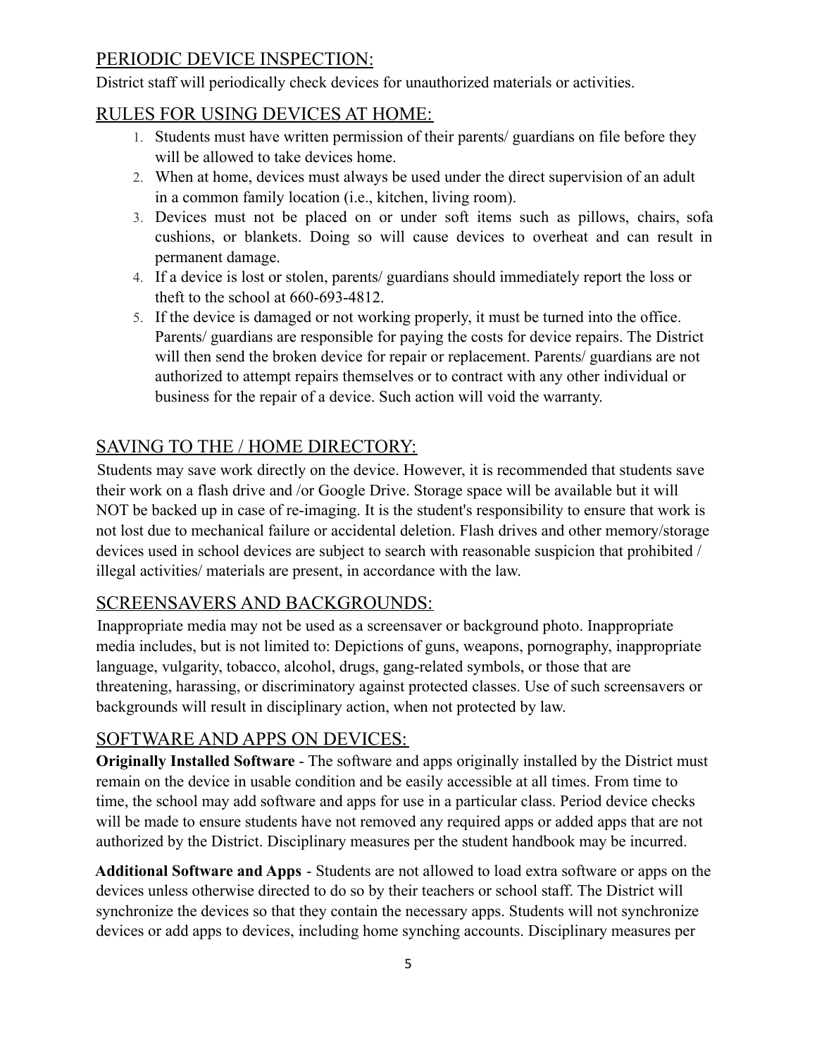## PERIODIC DEVICE INSPECTION:

District staff will periodically check devices for unauthorized materials or activities.

## RULES FOR USING DEVICES AT HOME:

1. Students must have written permission of their parents/ guardians on file before they will be allowed to take devices home.
2. When at home, devices must always be used under the direct supervision of an adult in a common family location (i.e., kitchen, living room).
3. Devices must not be placed on or under soft items such as pillows, chairs, sofa cushions, or blankets. Doing so will cause devices to overheat and can result in permanent damage.
4. If a device is lost or stolen, parents/ guardians should immediately report the loss or theft to the school at 660-693-4812.
5. If the device is damaged or not working properly, it must be turned into the office. Parents/ guardians are responsible for paying the costs for device repairs. The District will then send the broken device for repair or replacement. Parents/ guardians are not authorized to attempt repairs themselves or to contract with any other individual or business for the repair of a device. Such action will void the warranty.

## SAVING TO THE / HOME DIRECTORY:

Students may save work directly on the device. However, it is recommended that students save their work on a flash drive and /or Google Drive. Storage space will be available but it will NOT be backed up in case of re-imaging. It is the student's responsibility to ensure that work is not lost due to mechanical failure or accidental deletion. Flash drives and other memory/storage devices used in school devices are subject to search with reasonable suspicion that prohibited / illegal activities/ materials are present, in accordance with the law.

## SCREENSAVERS AND BACKGROUNDS:

Inappropriate media may not be used as a screensaver or background photo. Inappropriate media includes, but is not limited to: Depictions of guns, weapons, pornography, inappropriate language, vulgarity, tobacco, alcohol, drugs, gang-related symbols, or those that are threatening, harassing, or discriminatory against protected classes. Use of such screensavers or backgrounds will result in disciplinary action, when not protected by law.

## SOFTWARE AND APPS ON DEVICES:

**Originally Installed Software** - The software and apps originally installed by the District must remain on the device in usable condition and be easily accessible at all times. From time to time, the school may add software and apps for use in a particular class. Period device checks will be made to ensure students have not removed any required apps or added apps that are not authorized by the District. Disciplinary measures per the student handbook may be incurred.

**Additional Software and Apps** - Students are not allowed to load extra software or apps on the devices unless otherwise directed to do so by their teachers or school staff. The District will synchronize the devices so that they contain the necessary apps. Students will not synchronize devices or add apps to devices, including home synching accounts. Disciplinary measures per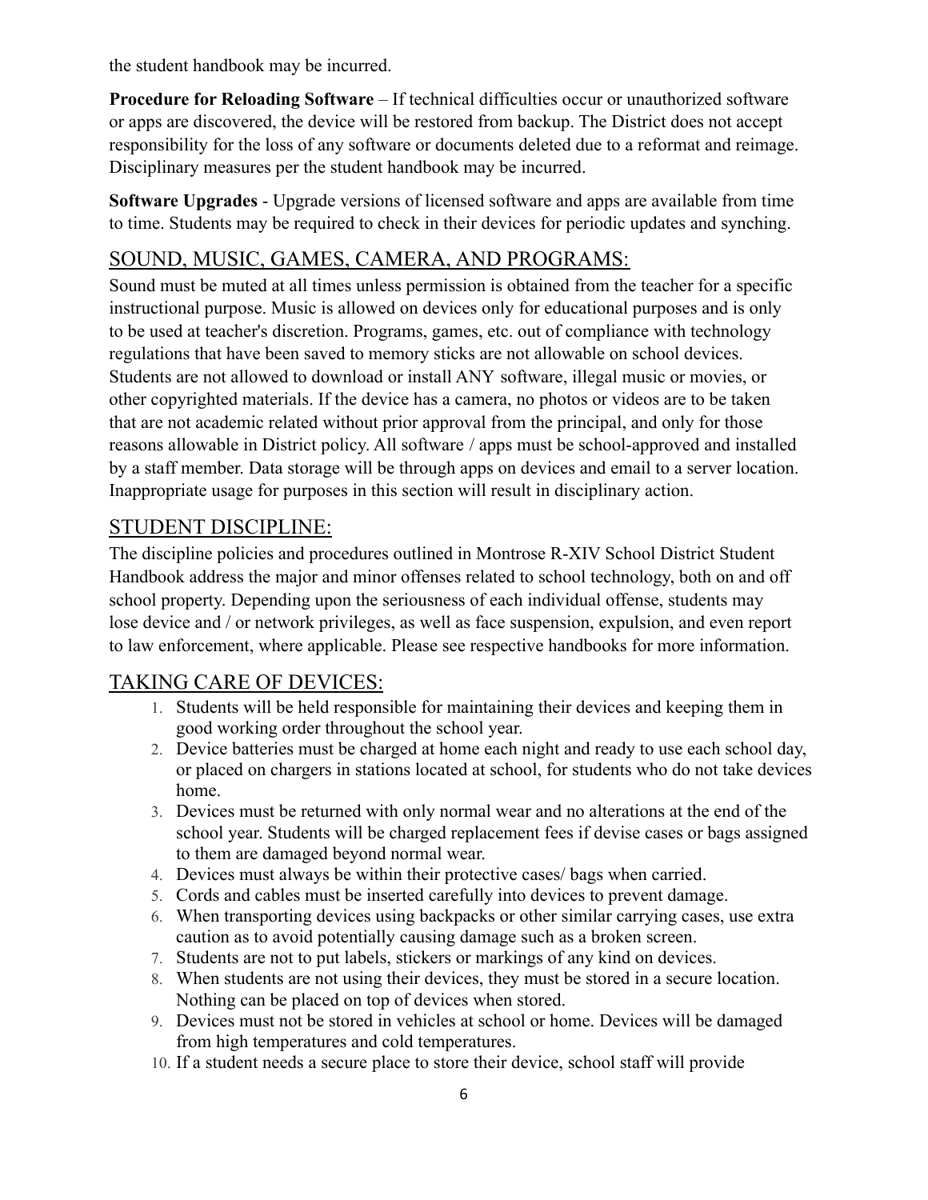the student handbook may be incurred.

**Procedure for Reloading Software** – If technical difficulties occur or unauthorized software or apps are discovered, the device will be restored from backup. The District does not accept responsibility for the loss of any software or documents deleted due to a reformat and reimage. Disciplinary measures per the student handbook may be incurred.

**Software Upgrades** - Upgrade versions of licensed software and apps are available from time to time. Students may be required to check in their devices for periodic updates and synching.

## SOUND, MUSIC, GAMES, CAMERA, AND PROGRAMS:

Sound must be muted at all times unless permission is obtained from the teacher for a specific instructional purpose. Music is allowed on devices only for educational purposes and is only to be used at teacher's discretion. Programs, games, etc. out of compliance with technology regulations that have been saved to memory sticks are not allowable on school devices. Students are not allowed to download or install ANY software, illegal music or movies, or other copyrighted materials. If the device has a camera, no photos or videos are to be taken that are not academic related without prior approval from the principal, and only for those reasons allowable in District policy. All software / apps must be school-approved and installed by a staff member. Data storage will be through apps on devices and email to a server location. Inappropriate usage for purposes in this section will result in disciplinary action.

## STUDENT DISCIPLINE:

The discipline policies and procedures outlined in Montrose R-XIV School District Student Handbook address the major and minor offenses related to school technology, both on and off school property. Depending upon the seriousness of each individual offense, students may lose device and / or network privileges, as well as face suspension, expulsion, and even report to law enforcement, where applicable. Please see respective handbooks for more information.

## TAKING CARE OF DEVICES:

1. Students will be held responsible for maintaining their devices and keeping them in good working order throughout the school year.
2. Device batteries must be charged at home each night and ready to use each school day, or placed on chargers in stations located at school, for students who do not take devices home.
3. Devices must be returned with only normal wear and no alterations at the end of the school year. Students will be charged replacement fees if devise cases or bags assigned to them are damaged beyond normal wear.
4. Devices must always be within their protective cases/ bags when carried.
5. Cords and cables must be inserted carefully into devices to prevent damage.
6. When transporting devices using backpacks or other similar carrying cases, use extra caution as to avoid potentially causing damage such as a broken screen.
7. Students are not to put labels, stickers or markings of any kind on devices.
8. When students are not using their devices, they must be stored in a secure location. Nothing can be placed on top of devices when stored.
9. Devices must not be stored in vehicles at school or home. Devices will be damaged from high temperatures and cold temperatures.
10. If a student needs a secure place to store their device, school staff will provide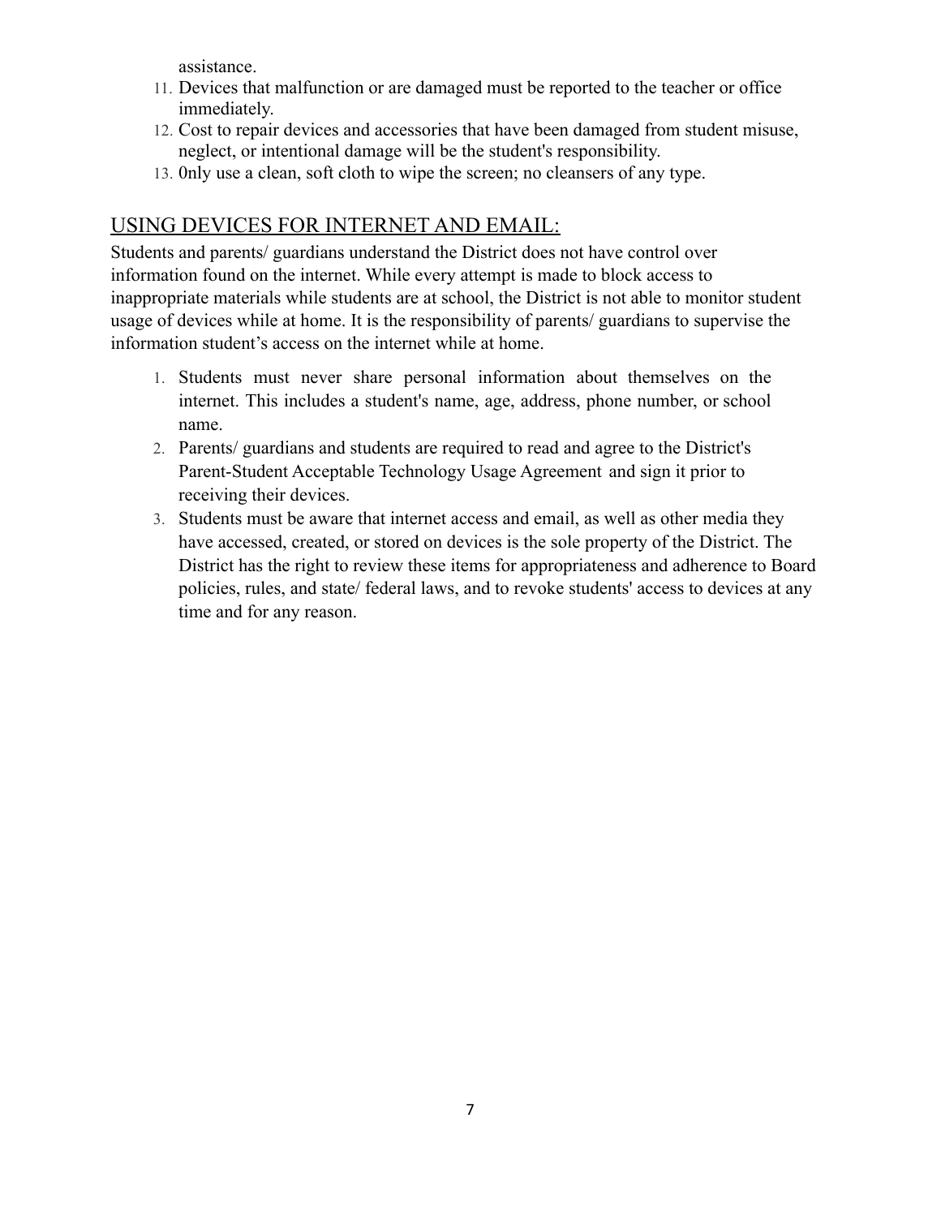assistance.

11. Devices that malfunction or are damaged must be reported to the teacher or office immediately.
12. Cost to repair devices and accessories that have been damaged from student misuse, neglect, or intentional damage will be the student's responsibility.
13. 0nly use a clean, soft cloth to wipe the screen; no cleansers of any type.

## USING DEVICES FOR INTERNET AND EMAIL:

Students and parents/ guardians understand the District does not have control over information found on the internet. While every attempt is made to block access to inappropriate materials while students are at school, the District is not able to monitor student usage of devices while at home. It is the responsibility of parents/ guardians to supervise the information student's access on the internet while at home.

1. Students must never share personal information about themselves on the internet. This includes a student's name, age, address, phone number, or school name.
2. Parents/ guardians and students are required to read and agree to the District's Parent-Student Acceptable Technology Usage Agreement and sign it prior to receiving their devices.
3. Students must be aware that internet access and email, as well as other media they have accessed, created, or stored on devices is the sole property of the District. The District has the right to review these items for appropriateness and adherence to Board policies, rules, and state/ federal laws, and to revoke students' access to devices at any time and for any reason.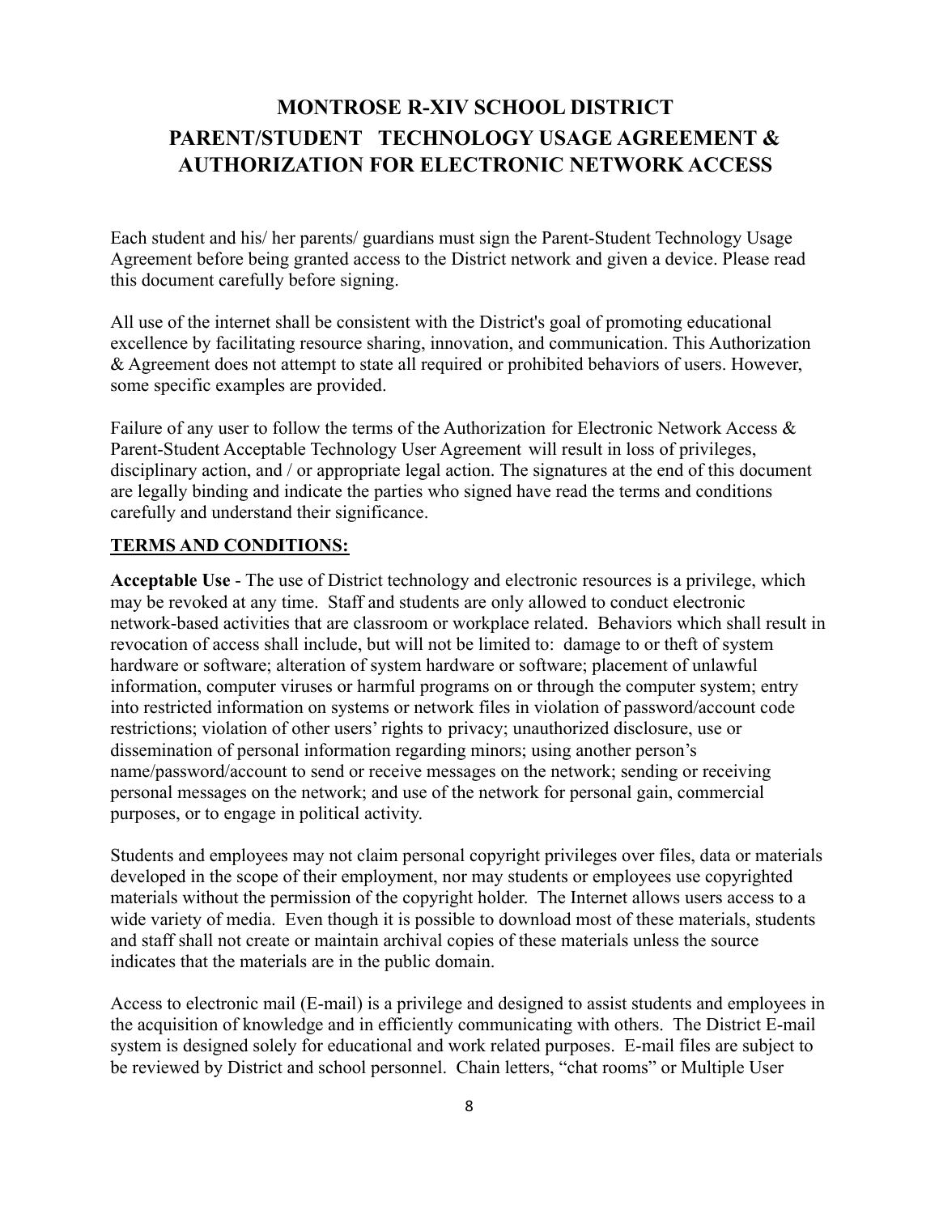# MONTROSE R-XIV SCHOOL DISTRICT
# PARENT/STUDENT TECHNOLOGY USAGE AGREEMENT & AUTHORIZATION FOR ELECTRONIC NETWORK ACCESS

Each student and his/ her parents/ guardians must sign the Parent-Student Technology Usage Agreement before being granted access to the District network and given a device. Please read this document carefully before signing.

All use of the internet shall be consistent with the District's goal of promoting educational excellence by facilitating resource sharing, innovation, and communication. This Authorization & Agreement does not attempt to state all required or prohibited behaviors of users. However, some specific examples are provided.

Failure of any user to follow the terms of the Authorization for Electronic Network Access & Parent-Student Acceptable Technology User Agreement will result in loss of privileges, disciplinary action, and / or appropriate legal action. The signatures at the end of this document are legally binding and indicate the parties who signed have read the terms and conditions carefully and understand their significance.

**TERMS AND CONDITIONS:**

**Acceptable Use** - The use of District technology and electronic resources is a privilege, which may be revoked at any time. Staff and students are only allowed to conduct electronic network-based activities that are classroom or workplace related. Behaviors which shall result in revocation of access shall include, but will not be limited to: damage to or theft of system hardware or software; alteration of system hardware or software; placement of unlawful information, computer viruses or harmful programs on or through the computer system; entry into restricted information on systems or network files in violation of password/account code restrictions; violation of other users' rights to privacy; unauthorized disclosure, use or dissemination of personal information regarding minors; using another person's name/password/account to send or receive messages on the network; sending or receiving personal messages on the network; and use of the network for personal gain, commercial purposes, or to engage in political activity.

Students and employees may not claim personal copyright privileges over files, data or materials developed in the scope of their employment, nor may students or employees use copyrighted materials without the permission of the copyright holder. The Internet allows users access to a wide variety of media. Even though it is possible to download most of these materials, students and staff shall not create or maintain archival copies of these materials unless the source indicates that the materials are in the public domain.

Access to electronic mail (E-mail) is a privilege and designed to assist students and employees in the acquisition of knowledge and in efficiently communicating with others. The District E-mail system is designed solely for educational and work related purposes. E-mail files are subject to be reviewed by District and school personnel. Chain letters, "chat rooms" or Multiple User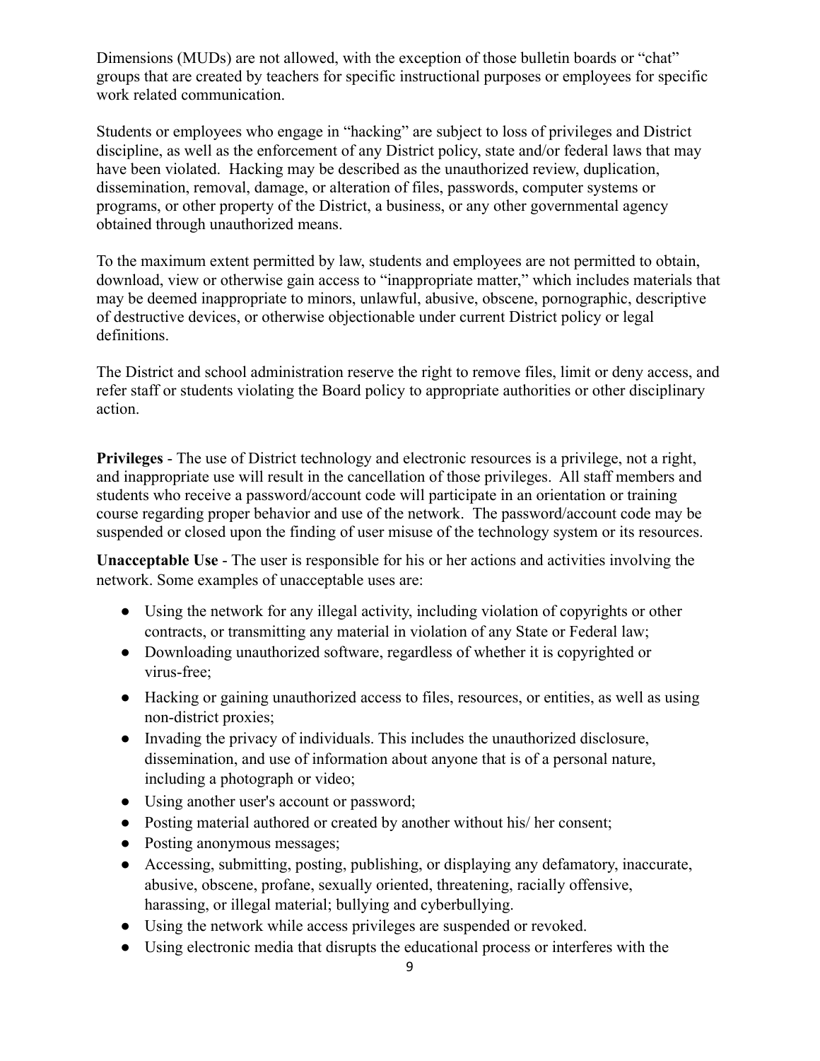Dimensions (MUDs) are not allowed, with the exception of those bulletin boards or "chat" groups that are created by teachers for specific instructional purposes or employees for specific work related communication.

Students or employees who engage in "hacking" are subject to loss of privileges and District discipline, as well as the enforcement of any District policy, state and/or federal laws that may have been violated. Hacking may be described as the unauthorized review, duplication, dissemination, removal, damage, or alteration of files, passwords, computer systems or programs, or other property of the District, a business, or any other governmental agency obtained through unauthorized means.

To the maximum extent permitted by law, students and employees are not permitted to obtain, download, view or otherwise gain access to "inappropriate matter," which includes materials that may be deemed inappropriate to minors, unlawful, abusive, obscene, pornographic, descriptive of destructive devices, or otherwise objectionable under current District policy or legal definitions.

The District and school administration reserve the right to remove files, limit or deny access, and refer staff or students violating the Board policy to appropriate authorities or other disciplinary action.

**Privileges** - The use of District technology and electronic resources is a privilege, not a right, and inappropriate use will result in the cancellation of those privileges. All staff members and students who receive a password/account code will participate in an orientation or training course regarding proper behavior and use of the network. The password/account code may be suspended or closed upon the finding of user misuse of the technology system or its resources.

**Unacceptable Use** - The user is responsible for his or her actions and activities involving the network. Some examples of unacceptable uses are:

- Using the network for any illegal activity, including violation of copyrights or other contracts, or transmitting any material in violation of any State or Federal law;
- Downloading unauthorized software, regardless of whether it is copyrighted or virus-free;
- Hacking or gaining unauthorized access to files, resources, or entities, as well as using non-district proxies;
- Invading the privacy of individuals. This includes the unauthorized disclosure, dissemination, and use of information about anyone that is of a personal nature, including a photograph or video;
- Using another user's account or password;
- Posting material authored or created by another without his/ her consent;
- Posting anonymous messages;
- Accessing, submitting, posting, publishing, or displaying any defamatory, inaccurate, abusive, obscene, profane, sexually oriented, threatening, racially offensive, harassing, or illegal material; bullying and cyberbullying.
- Using the network while access privileges are suspended or revoked.
- Using electronic media that disrupts the educational process or interferes with the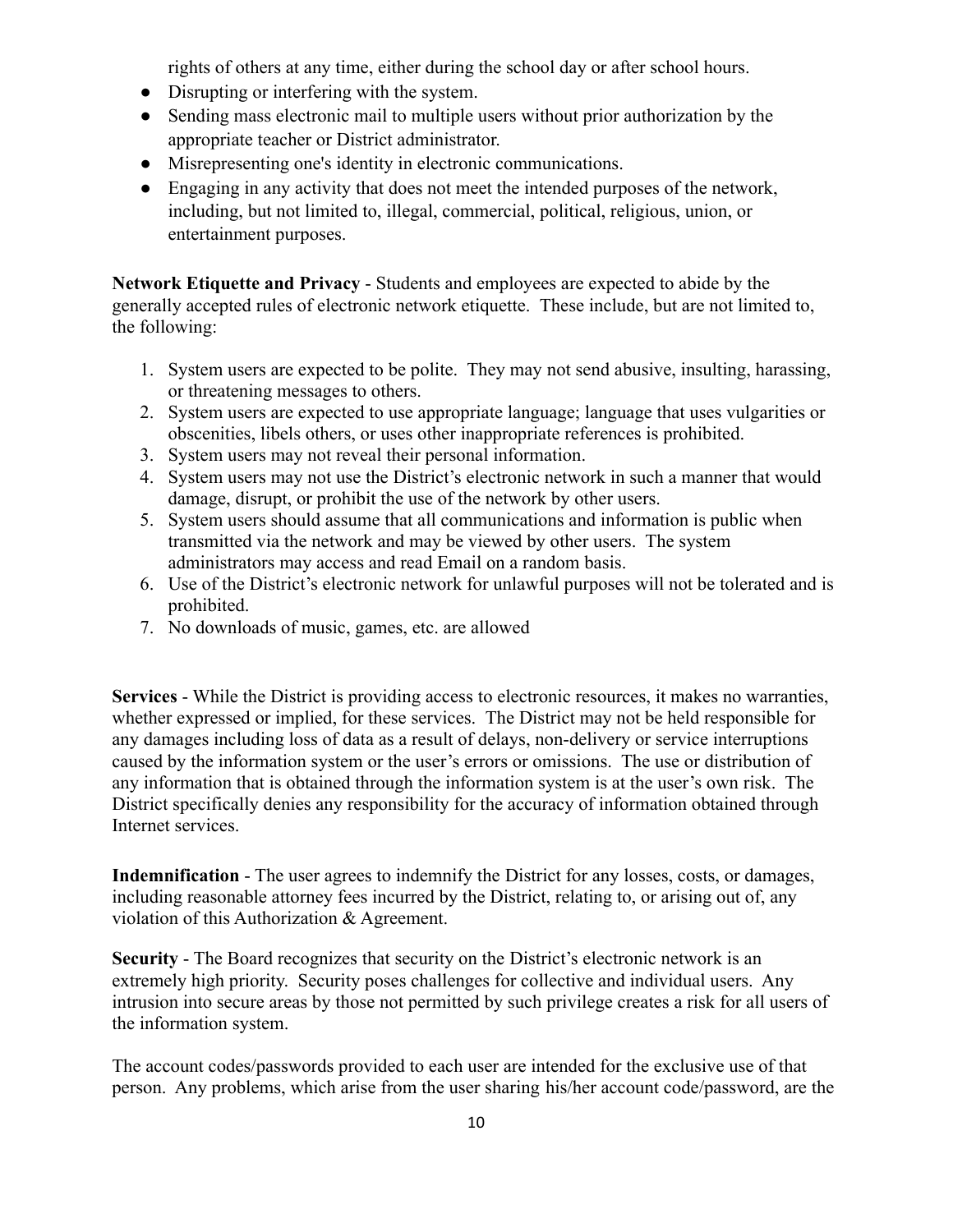rights of others at any time, either during the school day or after school hours.

- Disrupting or interfering with the system.
- Sending mass electronic mail to multiple users without prior authorization by the appropriate teacher or District administrator.
- Misrepresenting one's identity in electronic communications.
- Engaging in any activity that does not meet the intended purposes of the network, including, but not limited to, illegal, commercial, political, religious, union, or entertainment purposes.

**Network Etiquette and Privacy** - Students and employees are expected to abide by the generally accepted rules of electronic network etiquette. These include, but are not limited to, the following:

1. System users are expected to be polite. They may not send abusive, insulting, harassing, or threatening messages to others.
2. System users are expected to use appropriate language; language that uses vulgarities or obscenities, libels others, or uses other inappropriate references is prohibited.
3. System users may not reveal their personal information.
4. System users may not use the District's electronic network in such a manner that would damage, disrupt, or prohibit the use of the network by other users.
5. System users should assume that all communications and information is public when transmitted via the network and may be viewed by other users. The system administrators may access and read Email on a random basis.
6. Use of the District's electronic network for unlawful purposes will not be tolerated and is prohibited.
7. No downloads of music, games, etc. are allowed

**Services** - While the District is providing access to electronic resources, it makes no warranties, whether expressed or implied, for these services. The District may not be held responsible for any damages including loss of data as a result of delays, non-delivery or service interruptions caused by the information system or the user's errors or omissions. The use or distribution of any information that is obtained through the information system is at the user's own risk. The District specifically denies any responsibility for the accuracy of information obtained through Internet services.

**Indemnification** - The user agrees to indemnify the District for any losses, costs, or damages, including reasonable attorney fees incurred by the District, relating to, or arising out of, any violation of this Authorization & Agreement.

**Security** - The Board recognizes that security on the District's electronic network is an extremely high priority. Security poses challenges for collective and individual users. Any intrusion into secure areas by those not permitted by such privilege creates a risk for all users of the information system.

The account codes/passwords provided to each user are intended for the exclusive use of that person. Any problems, which arise from the user sharing his/her account code/password, are the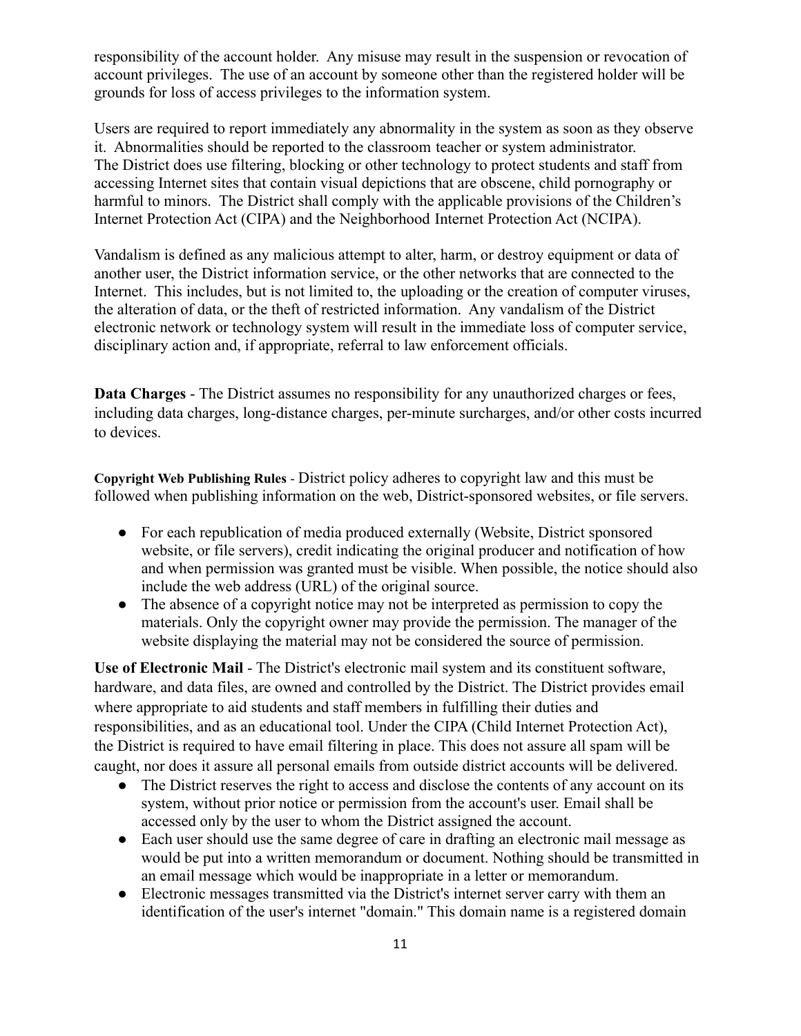responsibility of the account holder. Any misuse may result in the suspension or revocation of account privileges. The use of an account by someone other than the registered holder will be grounds for loss of access privileges to the information system.

Users are required to report immediately any abnormality in the system as soon as they observe it. Abnormalities should be reported to the classroom teacher or system administrator. The District does use filtering, blocking or other technology to protect students and staff from accessing Internet sites that contain visual depictions that are obscene, child pornography or harmful to minors. The District shall comply with the applicable provisions of the Children's Internet Protection Act (CIPA) and the Neighborhood Internet Protection Act (NCIPA).

Vandalism is defined as any malicious attempt to alter, harm, or destroy equipment or data of another user, the District information service, or the other networks that are connected to the Internet. This includes, but is not limited to, the uploading or the creation of computer viruses, the alteration of data, or the theft of restricted information. Any vandalism of the District electronic network or technology system will result in the immediate loss of computer service, disciplinary action and, if appropriate, referral to law enforcement officials.

**Data Charges** - The District assumes no responsibility for any unauthorized charges or fees, including data charges, long-distance charges, per-minute surcharges, and/or other costs incurred to devices.

**Copyright Web Publishing Rules** - District policy adheres to copyright law and this must be followed when publishing information on the web, District-sponsored websites, or file servers.

- For each republication of media produced externally (Website, District sponsored website, or file servers), credit indicating the original producer and notification of how and when permission was granted must be visible. When possible, the notice should also include the web address (URL) of the original source.
- The absence of a copyright notice may not be interpreted as permission to copy the materials. Only the copyright owner may provide the permission. The manager of the website displaying the material may not be considered the source of permission.

**Use of Electronic Mail** - The District's electronic mail system and its constituent software, hardware, and data files, are owned and controlled by the District. The District provides email where appropriate to aid students and staff members in fulfilling their duties and responsibilities, and as an educational tool. Under the CIPA (Child Internet Protection Act), the District is required to have email filtering in place. This does not assure all spam will be caught, nor does it assure all personal emails from outside district accounts will be delivered.

- The District reserves the right to access and disclose the contents of any account on its system, without prior notice or permission from the account's user. Email shall be accessed only by the user to whom the District assigned the account.
- Each user should use the same degree of care in drafting an electronic mail message as would be put into a written memorandum or document. Nothing should be transmitted in an email message which would be inappropriate in a letter or memorandum.
- Electronic messages transmitted via the District's internet server carry with them an identification of the user's internet "domain." This domain name is a registered domain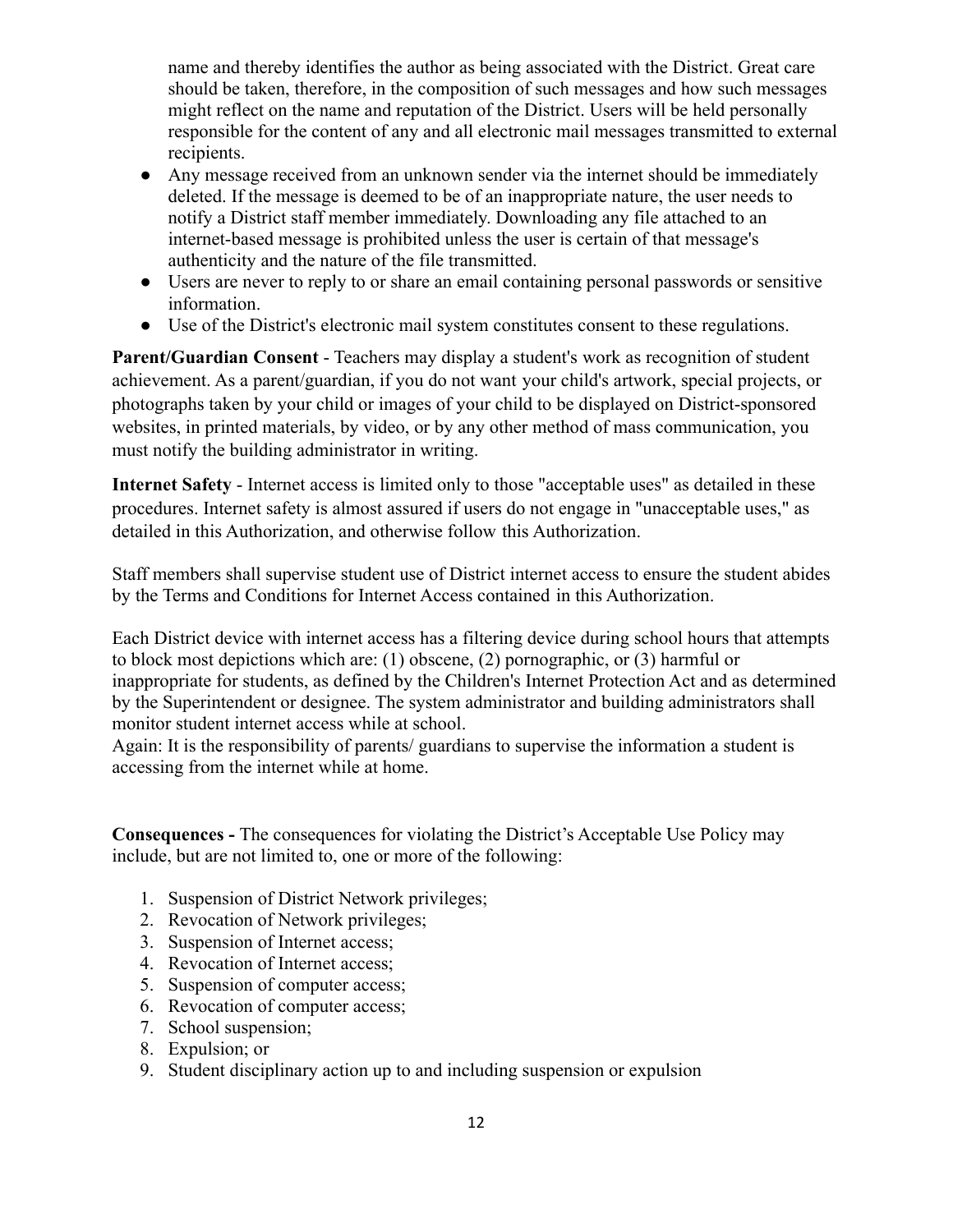name and thereby identifies the author as being associated with the District. Great care should be taken, therefore, in the composition of such messages and how such messages might reflect on the name and reputation of the District. Users will be held personally responsible for the content of any and all electronic mail messages transmitted to external recipients.

- Any message received from an unknown sender via the internet should be immediately deleted. If the message is deemed to be of an inappropriate nature, the user needs to notify a District staff member immediately. Downloading any file attached to an internet-based message is prohibited unless the user is certain of that message's authenticity and the nature of the file transmitted.
- Users are never to reply to or share an email containing personal passwords or sensitive information.
- Use of the District's electronic mail system constitutes consent to these regulations.

**Parent/Guardian Consent** - Teachers may display a student's work as recognition of student achievement. As a parent/guardian, if you do not want your child's artwork, special projects, or photographs taken by your child or images of your child to be displayed on District-sponsored websites, in printed materials, by video, or by any other method of mass communication, you must notify the building administrator in writing.

**Internet Safety** - Internet access is limited only to those "acceptable uses" as detailed in these procedures. Internet safety is almost assured if users do not engage in "unacceptable uses," as detailed in this Authorization, and otherwise follow this Authorization.

Staff members shall supervise student use of District internet access to ensure the student abides by the Terms and Conditions for Internet Access contained in this Authorization.

Each District device with internet access has a filtering device during school hours that attempts to block most depictions which are: (1) obscene, (2) pornographic, or (3) harmful or inappropriate for students, as defined by the Children's Internet Protection Act and as determined by the Superintendent or designee. The system administrator and building administrators shall monitor student internet access while at school.
Again: It is the responsibility of parents/ guardians to supervise the information a student is accessing from the internet while at home.

**Consequences -** The consequences for violating the District's Acceptable Use Policy may include, but are not limited to, one or more of the following:

1. Suspension of District Network privileges;
2. Revocation of Network privileges;
3. Suspension of Internet access;
4. Revocation of Internet access;
5. Suspension of computer access;
6. Revocation of computer access;
7. School suspension;
8. Expulsion; or
9. Student disciplinary action up to and including suspension or expulsion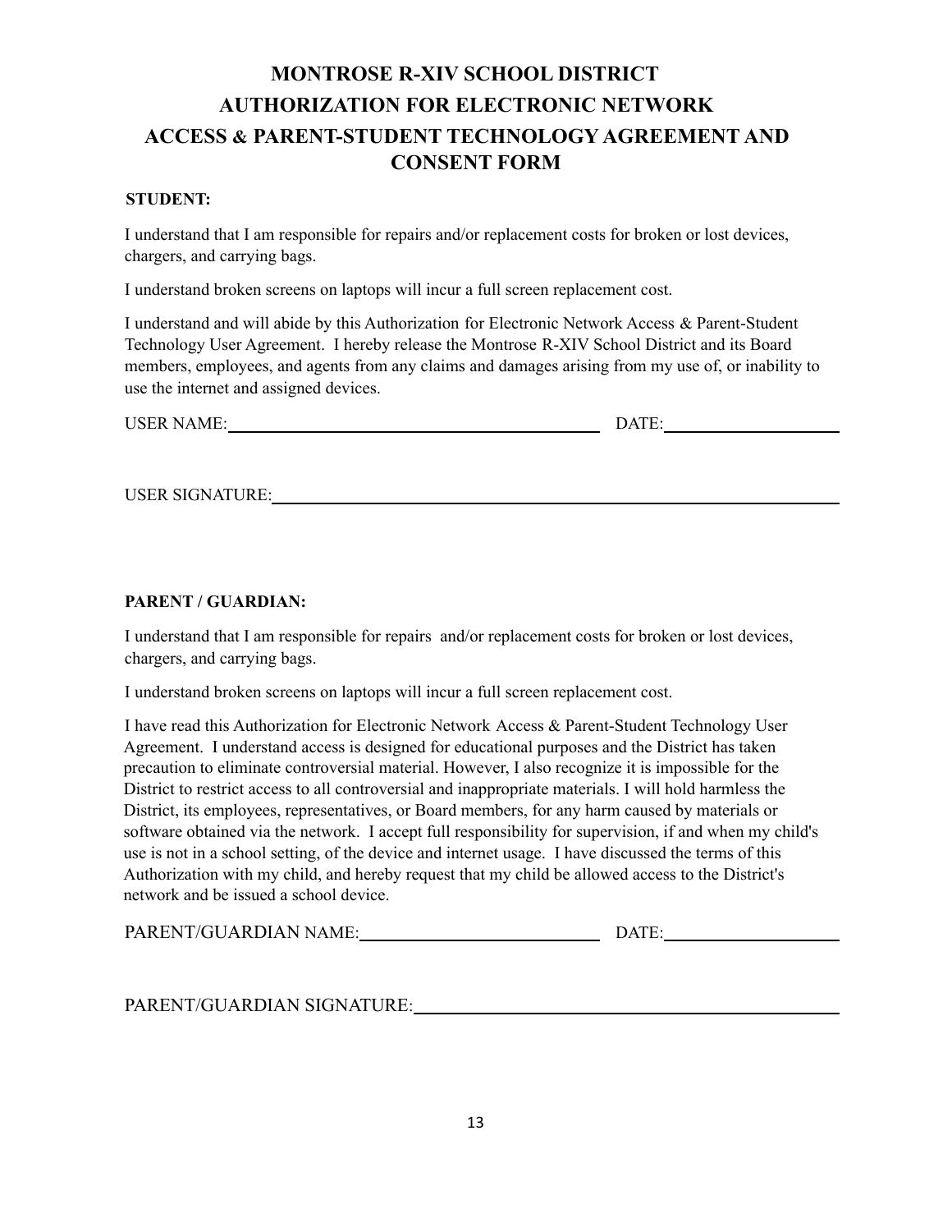# MONTROSE R-XIV SCHOOL DISTRICT
# AUTHORIZATION FOR ELECTRONIC NETWORK
# ACCESS & PARENT-STUDENT TECHNOLOGY AGREEMENT AND CONSENT FORM

**STUDENT:**

I understand that I am responsible for repairs and/or replacement costs for broken or lost devices, chargers, and carrying bags.

I understand broken screens on laptops will incur a full screen replacement cost.

I understand and will abide by this Authorization for Electronic Network Access & Parent-Student Technology User Agreement. I hereby release the Montrose R-XIV School District and its Board members, employees, and agents from any claims and damages arising from my use of, or inability to use the internet and assigned devices.

USER NAME:\_\_\_\_\_\_\_\_\_\_\_\_\_\_\_\_\_\_\_\_\_\_\_\_\_\_\_\_\_\_\_\_\_\_\_\_ DATE:\_\_\_\_\_\_\_\_\_\_\_\_\_\_\_\_\_\_\_\_

USER SIGNATURE:\_\_\_\_\_\_\_\_\_\_\_\_\_\_\_\_\_\_\_\_\_\_\_\_\_\_\_\_\_\_\_\_\_\_\_\_\_\_\_\_\_\_\_\_\_\_\_\_\_\_\_\_

**PARENT / GUARDIAN:**

I understand that I am responsible for repairs and/or replacement costs for broken or lost devices, chargers, and carrying bags.

I understand broken screens on laptops will incur a full screen replacement cost.

I have read this Authorization for Electronic Network Access & Parent-Student Technology User Agreement. I understand access is designed for educational purposes and the District has taken precaution to eliminate controversial material. However, I also recognize it is impossible for the District to restrict access to all controversial and inappropriate materials. I will hold harmless the District, its employees, representatives, or Board members, for any harm caused by materials or software obtained via the network. I accept full responsibility for supervision, if and when my child's use is not in a school setting, of the device and internet usage. I have discussed the terms of this Authorization with my child, and hereby request that my child be allowed access to the District's network and be issued a school device.

PARENT/GUARDIAN NAME:\_\_\_\_\_\_\_\_\_\_\_\_\_\_\_\_\_\_\_\_\_\_\_\_\_\_\_\_ DATE:\_\_\_\_\_\_\_\_\_\_\_\_\_\_\_\_\_\_\_\_

PARENT/GUARDIAN SIGNATURE:\_\_\_\_\_\_\_\_\_\_\_\_\_\_\_\_\_\_\_\_\_\_\_\_\_\_\_\_\_\_\_\_\_\_\_\_\_\_\_\_\_\_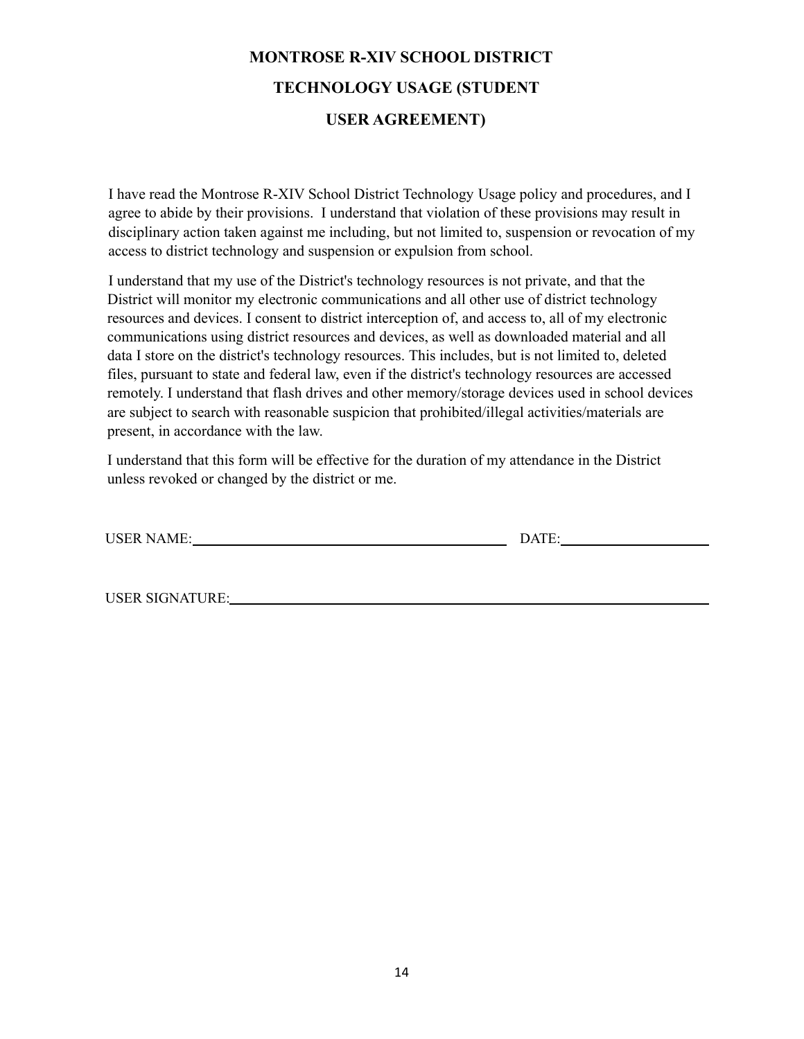# MONTROSE R-XIV SCHOOL DISTRICT

## TECHNOLOGY USAGE (STUDENT USER AGREEMENT)

I have read the Montrose R-XIV School District Technology Usage policy and procedures, and I agree to abide by their provisions. I understand that violation of these provisions may result in disciplinary action taken against me including, but not limited to, suspension or revocation of my access to district technology and suspension or expulsion from school.

I understand that my use of the District's technology resources is not private, and that the District will monitor my electronic communications and all other use of district technology resources and devices. I consent to district interception of, and access to, all of my electronic communications using district resources and devices, as well as downloaded material and all data I store on the district's technology resources. This includes, but is not limited to, deleted files, pursuant to state and federal law, even if the district's technology resources are accessed remotely. I understand that flash drives and other memory/storage devices used in school devices are subject to search with reasonable suspicion that prohibited/illegal activities/materials are present, in accordance with the law.

I understand that this form will be effective for the duration of my attendance in the District unless revoked or changed by the district or me.

USER NAME:\_\_\_\_\_\_\_\_\_\_\_\_\_\_\_\_\_\_\_\_\_\_\_\_\_\_\_\_\_\_\_\_\_\_\_\_\_\_\_\_ DATE:\_\_\_\_\_\_\_\_\_\_\_\_\_\_\_\_\_\_\_\_

USER SIGNATURE:\_\_\_\_\_\_\_\_\_\_\_\_\_\_\_\_\_\_\_\_\_\_\_\_\_\_\_\_\_\_\_\_\_\_\_\_\_\_\_\_\_\_\_\_\_\_\_\_\_\_\_\_\_\_\_\_\_\_\_\_\_\_